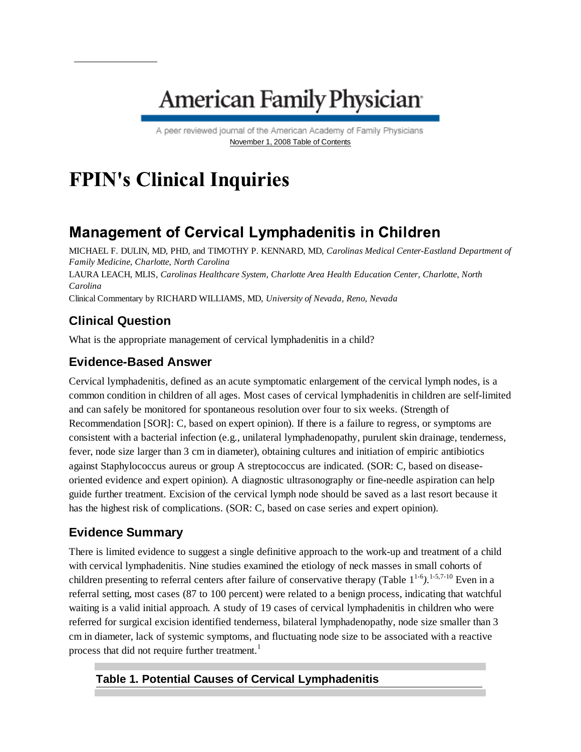# American Family Physician

A peer reviewed journal of the American Academy of Family Physicians

November 1, 2008 Table of Contents

# FPIN's Clinical Inquiries

## Management of Cervical Lymphadenitis in Children

MICHAEL F. DULIN, MD, PHD, and TIMOTHY P. KENNARD, MD, *Carolinas Medical Center-Eastland Department of Family Medicine, Charlotte, North Carolina*

LAURA LEACH, MLIS, *Carolinas Healthcare System, Charlotte Area Health Education Center, Charlotte, North Carolina*

Clinical Commentary by RICHARD WILLIAMS, MD, *University of Nevada, Reno, Nevada*

### Clinical Question

What is the appropriate management of cervical lymphadenitis in a child?

### Evidence-Based Answer

Cervical lymphadenitis, defined as an acute symptomatic enlargement of the cervical lymph nodes, is a common condition in children of all ages. Most cases of cervical lymphadenitis in children are self-limited and can safely be monitored for spontaneous resolution over four to six weeks. (Strength of Recommendation [SOR]: C, based on expert opinion). If there is a failure to regress, or symptoms are consistent with a bacterial infection (e.g., unilateral lymphadenopathy, purulent skin drainage, tenderness, fever, node size larger than 3 cm in diameter), obtaining cultures and initiation of empiric antibiotics against Staphylococcus aureus or group A streptococcus are indicated. (SOR: C, based on disease-oriented evidence and expert opinion). A diagnostic ultrasonography or fine-needle aspiration can help guide further treatment. Excision of the cervical lymph node should be saved as a last resort because it has the highest risk of complications. (SOR: C, based on case series and expert opinion).

### Evidence Summary

There is limited evidence to suggest a single definitive approach to the work-up and treatment of a child with cervical lymphadenitis. Nine studies examined the etiology of neck masses in small cohorts of children presenting to referral centers after failure of conservative therapy (Table 1[1-6]).[1-5,7-10] Even in a referral setting, most cases (87 to 100 percent) were related to a benign process, indicating that watchful waiting is a valid initial approach. A study of 19 cases of cervical lymphadenitis in children who were referred for surgical excision identified tenderness, bilateral lymphadenopathy, node size smaller than 3 cm in diameter, lack of systemic symptoms, and fluctuating node size to be associated with a reactive process that did not require further treatment.[1]

**Table 1. Potential Causes of Cervical Lymphadenitis**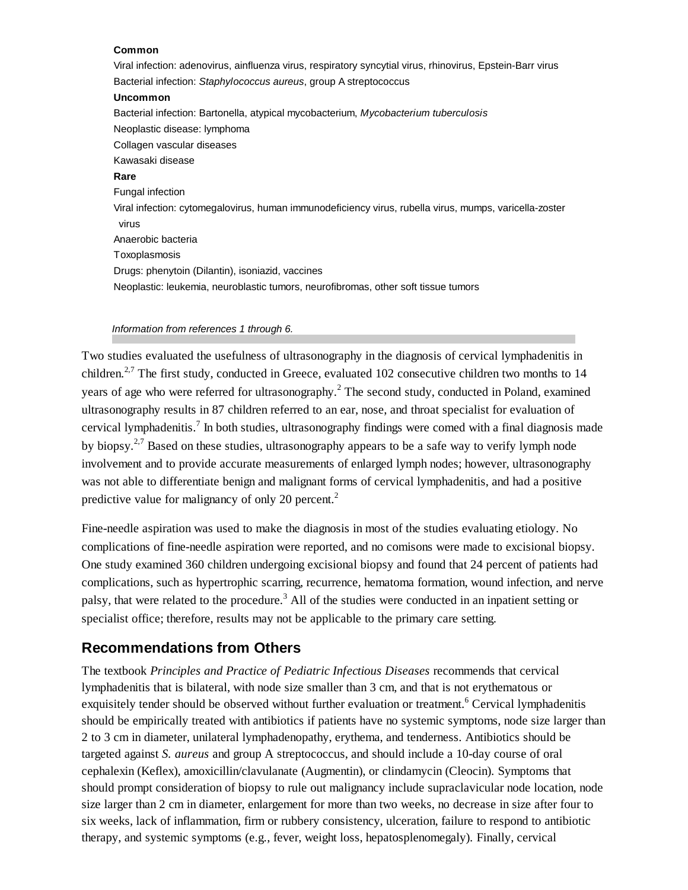**Common**

Viral infection: adenovirus, ainfluenza virus, respiratory syncytial virus, rhinovirus, Epstein-Barr virus

Bacterial infection: *Staphylococcus aureus*, group A streptococcus

**Uncommon**

Bacterial infection: Bartonella, atypical mycobacterium, *Mycobacterium tuberculosis*

Neoplastic disease: lymphoma

Collagen vascular diseases

Kawasaki disease

**Rare**

Fungal infection

Viral infection: cytomegalovirus, human immunodeficiency virus, rubella virus, mumps, varicella-zoster virus

Anaerobic bacteria

Toxoplasmosis

Drugs: phenytoin (Dilantin), isoniazid, vaccines

Neoplastic: leukemia, neuroblastic tumors, neurofibromas, other soft tissue tumors

*Information from references 1 through 6.*

Two studies evaluated the usefulness of ultrasonography in the diagnosis of cervical lymphadenitis in children.[2,7] The first study, conducted in Greece, evaluated 102 consecutive children two months to 14 years of age who were referred for ultrasonography.[2] The second study, conducted in Poland, examined ultrasonography results in 87 children referred to an ear, nose, and throat specialist for evaluation of cervical lymphadenitis.[7] In both studies, ultrasonography findings were comed with a final diagnosis made by biopsy.[2,7] Based on these studies, ultrasonography appears to be a safe way to verify lymph node involvement and to provide accurate measurements of enlarged lymph nodes; however, ultrasonography was not able to differentiate benign and malignant forms of cervical lymphadenitis, and had a positive predictive value for malignancy of only 20 percent.[2]

Fine-needle aspiration was used to make the diagnosis in most of the studies evaluating etiology. No complications of fine-needle aspiration were reported, and no comisons were made to excisional biopsy. One study examined 360 children undergoing excisional biopsy and found that 24 percent of patients had complications, such as hypertrophic scarring, recurrence, hematoma formation, wound infection, and nerve palsy, that were related to the procedure.[3] All of the studies were conducted in an inpatient setting or specialist office; therefore, results may not be applicable to the primary care setting.

## Recommendations from Others

The textbook *Principles and Practice of Pediatric Infectious Diseases* recommends that cervical lymphadenitis that is bilateral, with node size smaller than 3 cm, and that is not erythematous or exquisitely tender should be observed without further evaluation or treatment.[6] Cervical lymphadenitis should be empirically treated with antibiotics if patients have no systemic symptoms, node size larger than 2 to 3 cm in diameter, unilateral lymphadenopathy, erythema, and tenderness. Antibiotics should be targeted against *S. aureus* and group A streptococcus, and should include a 10-day course of oral cephalexin (Keflex), amoxicillin/clavulanate (Augmentin), or clindamycin (Cleocin). Symptoms that should prompt consideration of biopsy to rule out malignancy include supraclavicular node location, node size larger than 2 cm in diameter, enlargement for more than two weeks, no decrease in size after four to six weeks, lack of inflammation, firm or rubbery consistency, ulceration, failure to respond to antibiotic therapy, and systemic symptoms (e.g., fever, weight loss, hepatosplenomegaly). Finally, cervical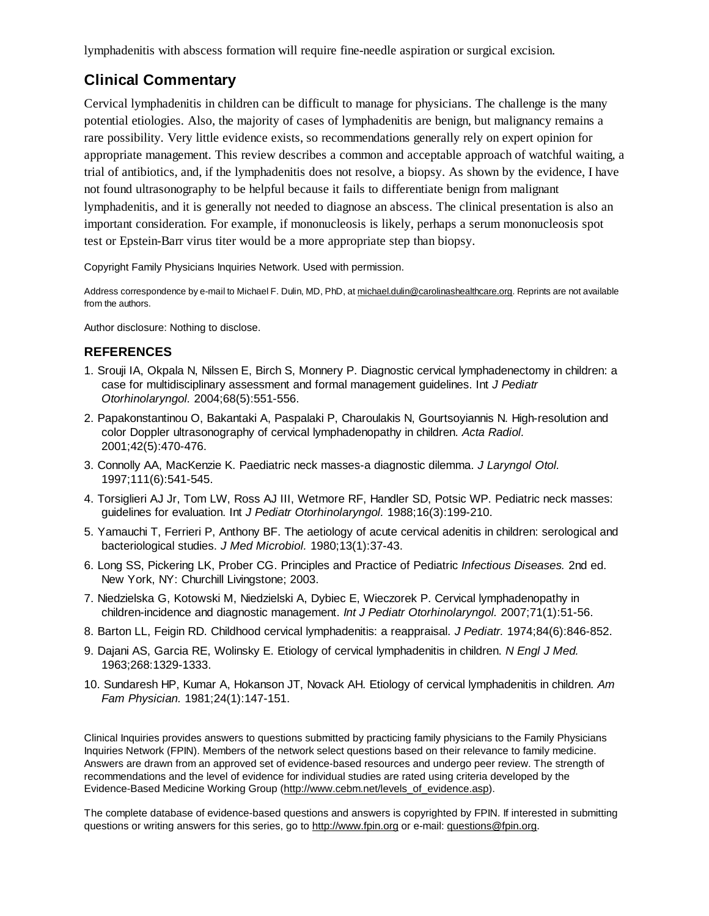lymphadenitis with abscess formation will require fine-needle aspiration or surgical excision.

## Clinical Commentary

Cervical lymphadenitis in children can be difficult to manage for physicians. The challenge is the many potential etiologies. Also, the majority of cases of lymphadenitis are benign, but malignancy remains a rare possibility. Very little evidence exists, so recommendations generally rely on expert opinion for appropriate management. This review describes a common and acceptable approach of watchful waiting, a trial of antibiotics, and, if the lymphadenitis does not resolve, a biopsy. As shown by the evidence, I have not found ultrasonography to be helpful because it fails to differentiate benign from malignant lymphadenitis, and it is generally not needed to diagnose an abscess. The clinical presentation is also an important consideration. For example, if mononucleosis is likely, perhaps a serum mononucleosis spot test or Epstein-Barr virus titer would be a more appropriate step than biopsy.

Copyright Family Physicians Inquiries Network. Used with permission.

Address correspondence by e-mail to Michael F. Dulin, MD, PhD, at michael.dulin@carolinashealthcare.org. Reprints are not available from the authors.

Author disclosure: Nothing to disclose.

### REFERENCES

1. Srouji IA, Okpala N, Nilssen E, Birch S, Monnery P. Diagnostic cervical lymphadenectomy in children: a case for multidisciplinary assessment and formal management guidelines. Int *J Pediatr Otorhinolaryngol.* 2004;68(5):551-556.
2. Papakonstantinou O, Bakantaki A, Paspalaki P, Charoulakis N, Gourtsoyiannis N. High-resolution and color Doppler ultrasonography of cervical lymphadenopathy in children. *Acta Radiol.* 2001;42(5):470-476.
3. Connolly AA, MacKenzie K. Paediatric neck masses-a diagnostic dilemma. *J Laryngol Otol.* 1997;111(6):541-545.
4. Torsiglieri AJ Jr, Tom LW, Ross AJ III, Wetmore RF, Handler SD, Potsic WP. Pediatric neck masses: guidelines for evaluation. Int *J Pediatr Otorhinolaryngol.* 1988;16(3):199-210.
5. Yamauchi T, Ferrieri P, Anthony BF. The aetiology of acute cervical adenitis in children: serological and bacteriological studies. *J Med Microbiol.* 1980;13(1):37-43.
6. Long SS, Pickering LK, Prober CG. Principles and Practice of Pediatric *Infectious Diseases.* 2nd ed. New York, NY: Churchill Livingstone; 2003.
7. Niedzielska G, Kotowski M, Niedzielski A, Dybiec E, Wieczorek P. Cervical lymphadenopathy in children-incidence and diagnostic management. *Int J Pediatr Otorhinolaryngol.* 2007;71(1):51-56.
8. Barton LL, Feigin RD. Childhood cervical lymphadenitis: a reappraisal. *J Pediatr.* 1974;84(6):846-852.
9. Dajani AS, Garcia RE, Wolinsky E. Etiology of cervical lymphadenitis in children. *N Engl J Med.* 1963;268:1329-1333.
10. Sundaresh HP, Kumar A, Hokanson JT, Novack AH. Etiology of cervical lymphadenitis in children. *Am Fam Physician.* 1981;24(1):147-151.

Clinical Inquiries provides answers to questions submitted by practicing family physicians to the Family Physicians Inquiries Network (FPIN). Members of the network select questions based on their relevance to family medicine. Answers are drawn from an approved set of evidence-based resources and undergo peer review. The strength of recommendations and the level of evidence for individual studies are rated using criteria developed by the Evidence-Based Medicine Working Group (http://www.cebm.net/levels_of_evidence.asp).

The complete database of evidence-based questions and answers is copyrighted by FPIN. If interested in submitting questions or writing answers for this series, go to http://www.fpin.org or e-mail: questions@fpin.org.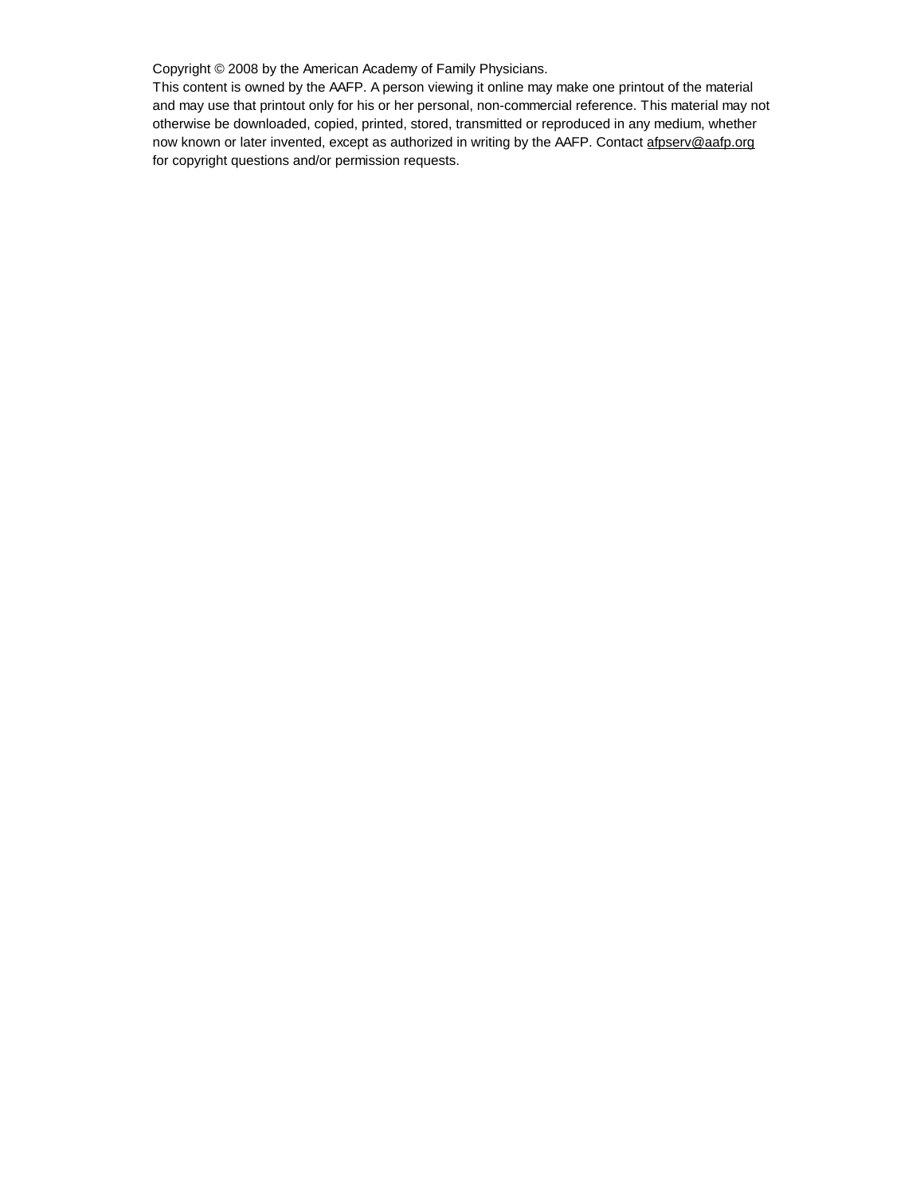Copyright © 2008 by the American Academy of Family Physicians.
This content is owned by the AAFP. A person viewing it online may make one printout of the material and may use that printout only for his or her personal, non-commercial reference. This material may not otherwise be downloaded, copied, printed, stored, transmitted or reproduced in any medium, whether now known or later invented, except as authorized in writing by the AAFP. Contact afpserv@aafp.org for copyright questions and/or permission requests.